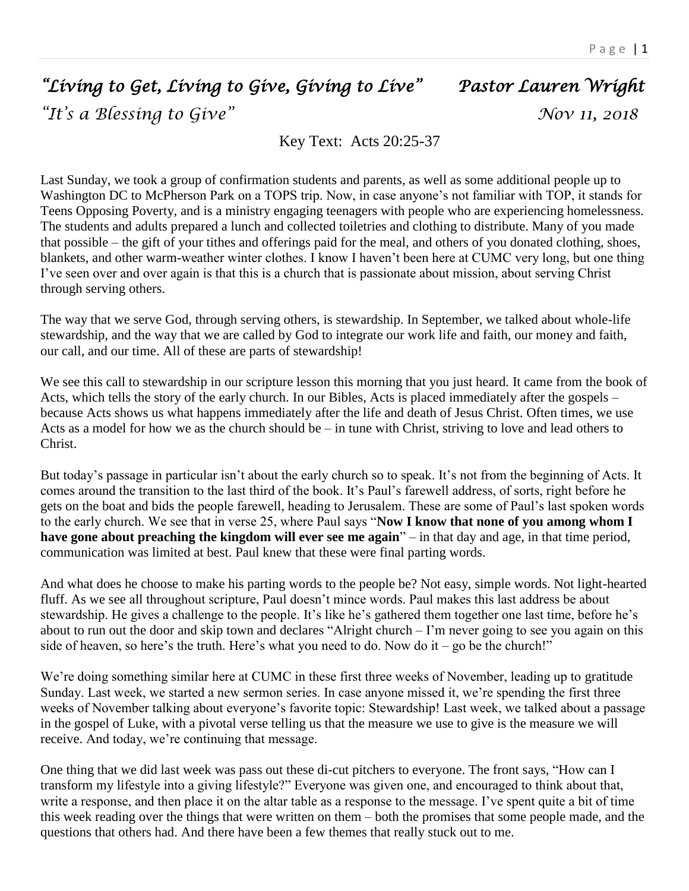# *"Living to Get, Living to Give, Giving to Live"* *Pastor Lauren Wright*

## *"It's a Blessing to Give"* *Nov 11, 2018*

Key Text: Acts 20:25-37

Last Sunday, we took a group of confirmation students and parents, as well as some additional people up to Washington DC to McPherson Park on a TOPS trip. Now, in case anyone's not familiar with TOP, it stands for Teens Opposing Poverty, and is a ministry engaging teenagers with people who are experiencing homelessness. The students and adults prepared a lunch and collected toiletries and clothing to distribute. Many of you made that possible – the gift of your tithes and offerings paid for the meal, and others of you donated clothing, shoes, blankets, and other warm-weather winter clothes. I know I haven't been here at CUMC very long, but one thing I've seen over and over again is that this is a church that is passionate about mission, about serving Christ through serving others.

The way that we serve God, through serving others, is stewardship. In September, we talked about whole-life stewardship, and the way that we are called by God to integrate our work life and faith, our money and faith, our call, and our time. All of these are parts of stewardship!

We see this call to stewardship in our scripture lesson this morning that you just heard. It came from the book of Acts, which tells the story of the early church. In our Bibles, Acts is placed immediately after the gospels – because Acts shows us what happens immediately after the life and death of Jesus Christ. Often times, we use Acts as a model for how we as the church should be – in tune with Christ, striving to love and lead others to Christ.

But today's passage in particular isn't about the early church so to speak. It's not from the beginning of Acts. It comes around the transition to the last third of the book. It's Paul's farewell address, of sorts, right before he gets on the boat and bids the people farewell, heading to Jerusalem. These are some of Paul's last spoken words to the early church. We see that in verse 25, where Paul says "**Now I know that none of you among whom I have gone about preaching the kingdom will ever see me again**" – in that day and age, in that time period, communication was limited at best. Paul knew that these were final parting words.

And what does he choose to make his parting words to the people be? Not easy, simple words. Not light-hearted fluff. As we see all throughout scripture, Paul doesn't mince words. Paul makes this last address be about stewardship. He gives a challenge to the people. It's like he's gathered them together one last time, before he's about to run out the door and skip town and declares "Alright church – I'm never going to see you again on this side of heaven, so here's the truth. Here's what you need to do. Now do it – go be the church!"

We're doing something similar here at CUMC in these first three weeks of November, leading up to gratitude Sunday. Last week, we started a new sermon series. In case anyone missed it, we're spending the first three weeks of November talking about everyone's favorite topic: Stewardship! Last week, we talked about a passage in the gospel of Luke, with a pivotal verse telling us that the measure we use to give is the measure we will receive. And today, we're continuing that message.

One thing that we did last week was pass out these di-cut pitchers to everyone. The front says, "How can I transform my lifestyle into a giving lifestyle?" Everyone was given one, and encouraged to think about that, write a response, and then place it on the altar table as a response to the message. I've spent quite a bit of time this week reading over the things that were written on them – both the promises that some people made, and the questions that others had. And there have been a few themes that really stuck out to me.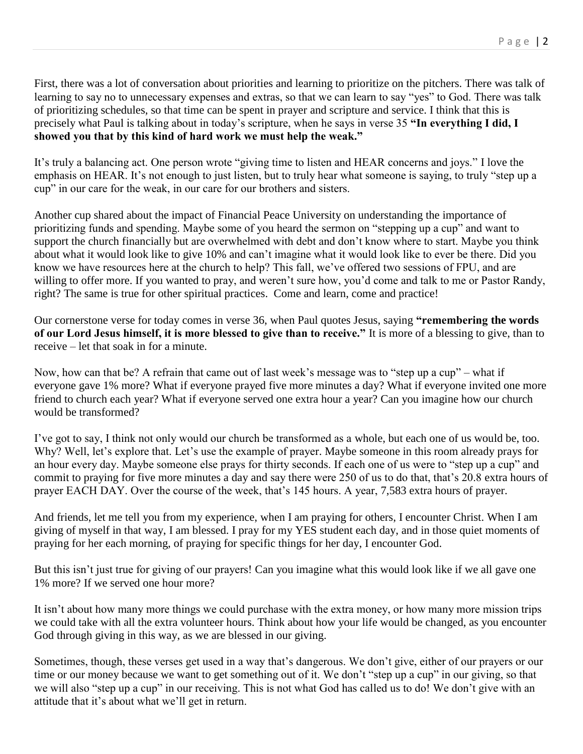First, there was a lot of conversation about priorities and learning to prioritize on the pitchers. There was talk of learning to say no to unnecessary expenses and extras, so that we can learn to say "yes" to God. There was talk of prioritizing schedules, so that time can be spent in prayer and scripture and service. I think that this is precisely what Paul is talking about in today's scripture, when he says in verse 35 **"In everything I did, I showed you that by this kind of hard work we must help the weak."**

It's truly a balancing act. One person wrote "giving time to listen and HEAR concerns and joys." I love the emphasis on HEAR. It's not enough to just listen, but to truly hear what someone is saying, to truly "step up a cup" in our care for the weak, in our care for our brothers and sisters.

Another cup shared about the impact of Financial Peace University on understanding the importance of prioritizing funds and spending. Maybe some of you heard the sermon on "stepping up a cup" and want to support the church financially but are overwhelmed with debt and don't know where to start. Maybe you think about what it would look like to give 10% and can't imagine what it would look like to ever be there. Did you know we have resources here at the church to help? This fall, we've offered two sessions of FPU, and are willing to offer more. If you wanted to pray, and weren't sure how, you'd come and talk to me or Pastor Randy, right? The same is true for other spiritual practices. Come and learn, come and practice!

Our cornerstone verse for today comes in verse 36, when Paul quotes Jesus, saying **"remembering the words of our Lord Jesus himself, it is more blessed to give than to receive."** It is more of a blessing to give, than to receive – let that soak in for a minute.

Now, how can that be? A refrain that came out of last week's message was to "step up a cup" – what if everyone gave 1% more? What if everyone prayed five more minutes a day? What if everyone invited one more friend to church each year? What if everyone served one extra hour a year? Can you imagine how our church would be transformed?

I've got to say, I think not only would our church be transformed as a whole, but each one of us would be, too. Why? Well, let's explore that. Let's use the example of prayer. Maybe someone in this room already prays for an hour every day. Maybe someone else prays for thirty seconds. If each one of us were to "step up a cup" and commit to praying for five more minutes a day and say there were 250 of us to do that, that's 20.8 extra hours of prayer EACH DAY. Over the course of the week, that's 145 hours. A year, 7,583 extra hours of prayer.

And friends, let me tell you from my experience, when I am praying for others, I encounter Christ. When I am giving of myself in that way, I am blessed. I pray for my YES student each day, and in those quiet moments of praying for her each morning, of praying for specific things for her day, I encounter God.

But this isn't just true for giving of our prayers! Can you imagine what this would look like if we all gave one 1% more? If we served one hour more?

It isn't about how many more things we could purchase with the extra money, or how many more mission trips we could take with all the extra volunteer hours. Think about how your life would be changed, as you encounter God through giving in this way, as we are blessed in our giving.

Sometimes, though, these verses get used in a way that's dangerous. We don't give, either of our prayers or our time or our money because we want to get something out of it. We don't "step up a cup" in our giving, so that we will also "step up a cup" in our receiving. This is not what God has called us to do! We don't give with an attitude that it's about what we'll get in return.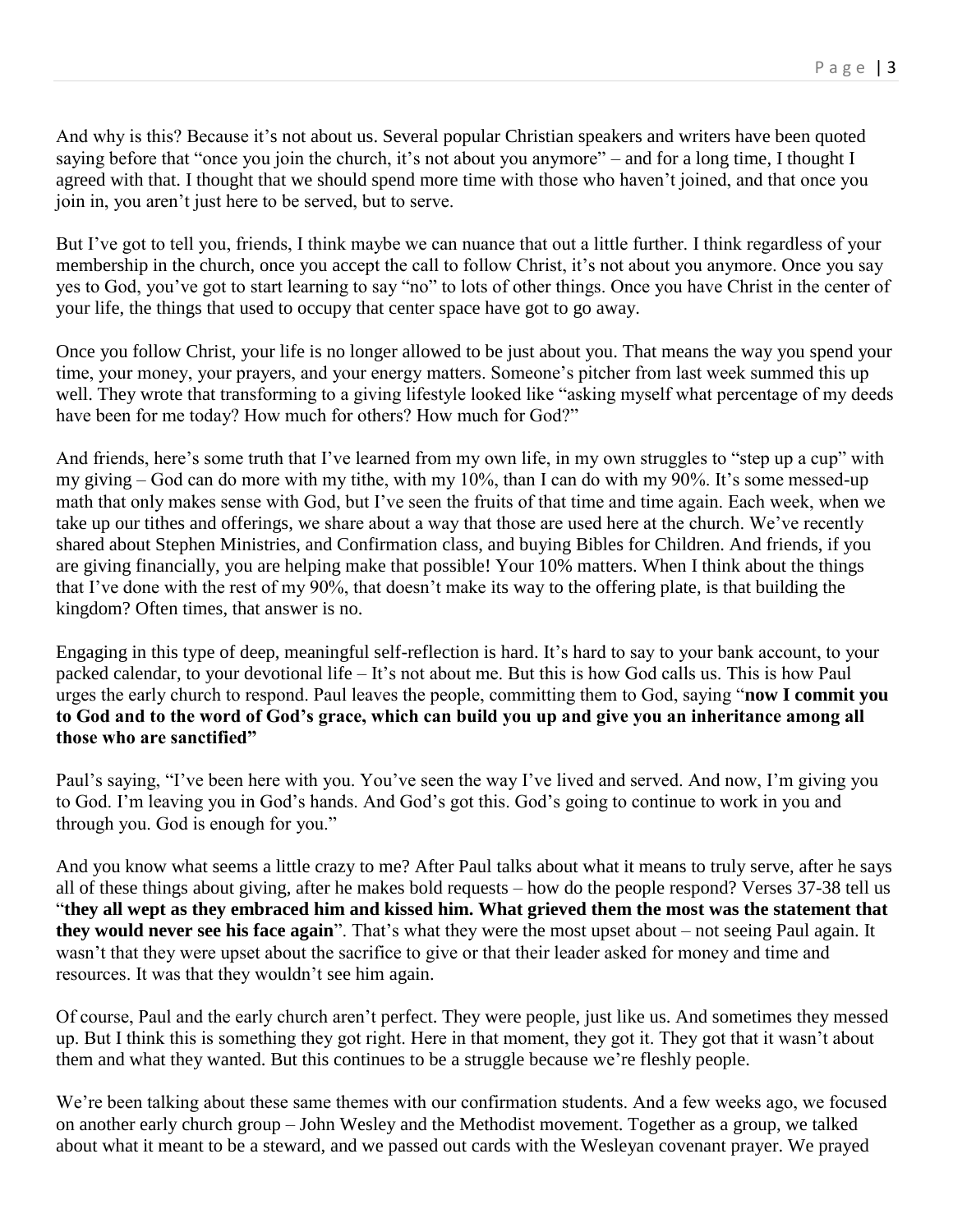And why is this? Because it's not about us. Several popular Christian speakers and writers have been quoted saying before that "once you join the church, it's not about you anymore" – and for a long time, I thought I agreed with that. I thought that we should spend more time with those who haven't joined, and that once you join in, you aren't just here to be served, but to serve.

But I've got to tell you, friends, I think maybe we can nuance that out a little further. I think regardless of your membership in the church, once you accept the call to follow Christ, it's not about you anymore. Once you say yes to God, you've got to start learning to say "no" to lots of other things. Once you have Christ in the center of your life, the things that used to occupy that center space have got to go away.

Once you follow Christ, your life is no longer allowed to be just about you. That means the way you spend your time, your money, your prayers, and your energy matters. Someone's pitcher from last week summed this up well. They wrote that transforming to a giving lifestyle looked like "asking myself what percentage of my deeds have been for me today? How much for others? How much for God?"

And friends, here's some truth that I've learned from my own life, in my own struggles to "step up a cup" with my giving – God can do more with my tithe, with my 10%, than I can do with my 90%. It's some messed-up math that only makes sense with God, but I've seen the fruits of that time and time again. Each week, when we take up our tithes and offerings, we share about a way that those are used here at the church. We've recently shared about Stephen Ministries, and Confirmation class, and buying Bibles for Children. And friends, if you are giving financially, you are helping make that possible! Your 10% matters. When I think about the things that I've done with the rest of my 90%, that doesn't make its way to the offering plate, is that building the kingdom? Often times, that answer is no.

Engaging in this type of deep, meaningful self-reflection is hard. It's hard to say to your bank account, to your packed calendar, to your devotional life – It's not about me. But this is how God calls us. This is how Paul urges the early church to respond. Paul leaves the people, committing them to God, saying "**now I commit you to God and to the word of God's grace, which can build you up and give you an inheritance among all those who are sanctified"**

Paul's saying, "I've been here with you. You've seen the way I've lived and served. And now, I'm giving you to God. I'm leaving you in God's hands. And God's got this. God's going to continue to work in you and through you. God is enough for you."

And you know what seems a little crazy to me? After Paul talks about what it means to truly serve, after he says all of these things about giving, after he makes bold requests – how do the people respond? Verses 37-38 tell us "**they all wept as they embraced him and kissed him. What grieved them the most was the statement that they would never see his face again**". That's what they were the most upset about – not seeing Paul again. It wasn't that they were upset about the sacrifice to give or that their leader asked for money and time and resources. It was that they wouldn't see him again.

Of course, Paul and the early church aren't perfect. They were people, just like us. And sometimes they messed up. But I think this is something they got right. Here in that moment, they got it. They got that it wasn't about them and what they wanted. But this continues to be a struggle because we're fleshly people.

We're been talking about these same themes with our confirmation students. And a few weeks ago, we focused on another early church group – John Wesley and the Methodist movement. Together as a group, we talked about what it meant to be a steward, and we passed out cards with the Wesleyan covenant prayer. We prayed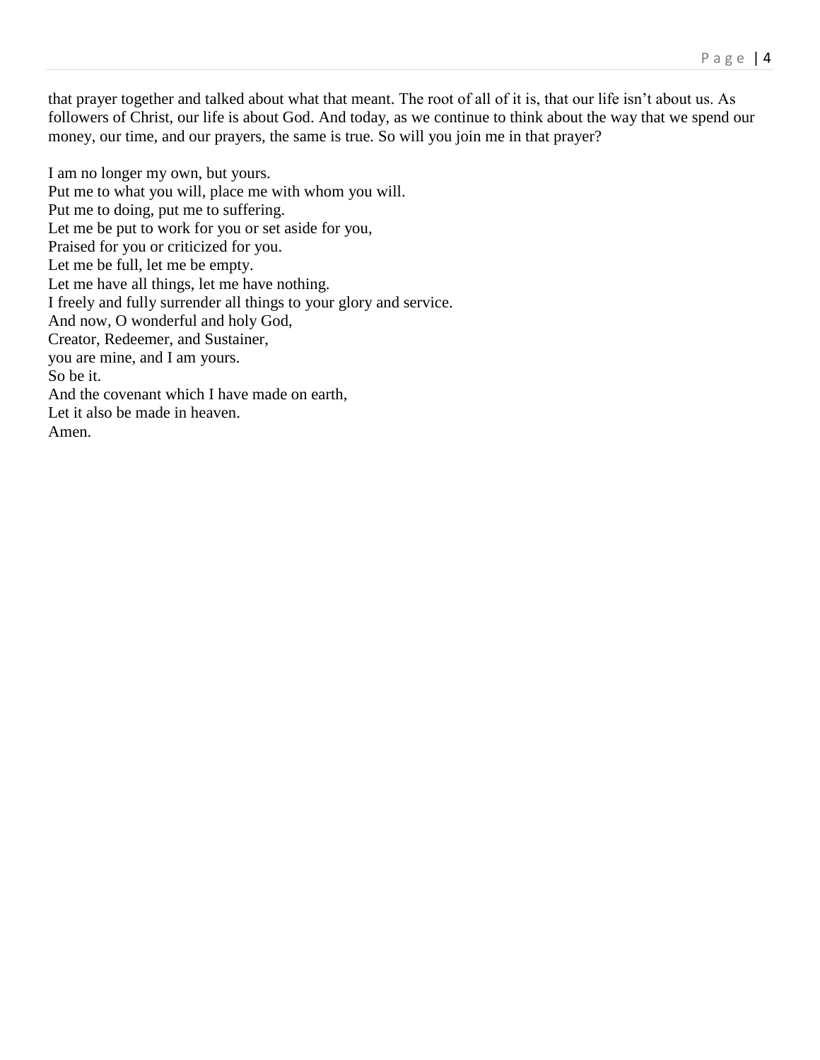that prayer together and talked about what that meant. The root of all of it is, that our life isn't about us. As followers of Christ, our life is about God. And today, as we continue to think about the way that we spend our money, our time, and our prayers, the same is true. So will you join me in that prayer?

I am no longer my own, but yours.  
Put me to what you will, place me with whom you will.  
Put me to doing, put me to suffering.  
Let me be put to work for you or set aside for you,  
Praised for you or criticized for you.  
Let me be full, let me be empty.  
Let me have all things, let me have nothing.  
I freely and fully surrender all things to your glory and service.  
And now, O wonderful and holy God,  
Creator, Redeemer, and Sustainer,  
you are mine, and I am yours.  
So be it.  
And the covenant which I have made on earth,  
Let it also be made in heaven.  
Amen.